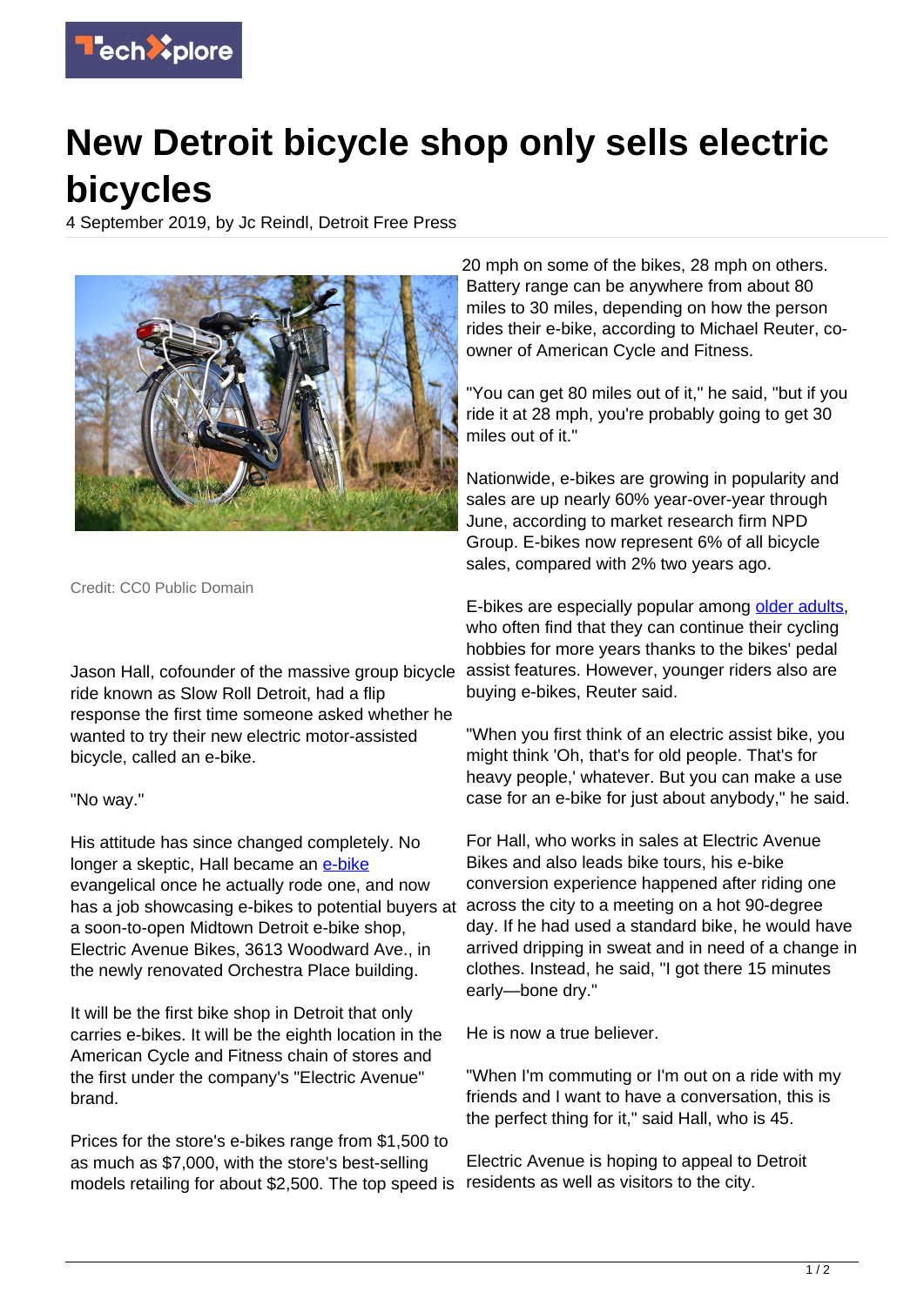# New Detroit bicycle shop only sells electric bicycles

4 September 2019, by Jc Reindl, Detroit Free Press

Credit: CC0 Public Domain

Jason Hall, cofounder of the massive group bicycle ride known as Slow Roll Detroit, had a flip response the first time someone asked whether he wanted to try their new electric motor-assisted bicycle, called an e-bike.

"No way."

His attitude has since changed completely. No longer a skeptic, Hall became an e-bike evangelical once he actually rode one, and now has a job showcasing e-bikes to potential buyers at a soon-to-open Midtown Detroit e-bike shop, Electric Avenue Bikes, 3613 Woodward Ave., in the newly renovated Orchestra Place building.

It will be the first bike shop in Detroit that only carries e-bikes. It will be the eighth location in the American Cycle and Fitness chain of stores and the first under the company's "Electric Avenue" brand.

Prices for the store's e-bikes range from $1,500 to as much as $7,000, with the store's best-selling models retailing for about $2,500. The top speed is 20 mph on some of the bikes, 28 mph on others. Battery range can be anywhere from about 80 miles to 30 miles, depending on how the person rides their e-bike, according to Michael Reuter, co-owner of American Cycle and Fitness.

"You can get 80 miles out of it," he said, "but if you ride it at 28 mph, you're probably going to get 30 miles out of it."

Nationwide, e-bikes are growing in popularity and sales are up nearly 60% year-over-year through June, according to market research firm NPD Group. E-bikes now represent 6% of all bicycle sales, compared with 2% two years ago.

E-bikes are especially popular among older adults, who often find that they can continue their cycling hobbies for more years thanks to the bikes' pedal assist features. However, younger riders also are buying e-bikes, Reuter said.

"When you first think of an electric assist bike, you might think 'Oh, that's for old people. That's for heavy people,' whatever. But you can make a use case for an e-bike for just about anybody," he said.

For Hall, who works in sales at Electric Avenue Bikes and also leads bike tours, his e-bike conversion experience happened after riding one across the city to a meeting on a hot 90-degree day. If he had used a standard bike, he would have arrived dripping in sweat and in need of a change in clothes. Instead, he said, "I got there 15 minutes early—bone dry."

He is now a true believer.

"When I'm commuting or I'm out on a ride with my friends and I want to have a conversation, this is the perfect thing for it," said Hall, who is 45.

Electric Avenue is hoping to appeal to Detroit residents as well as visitors to the city.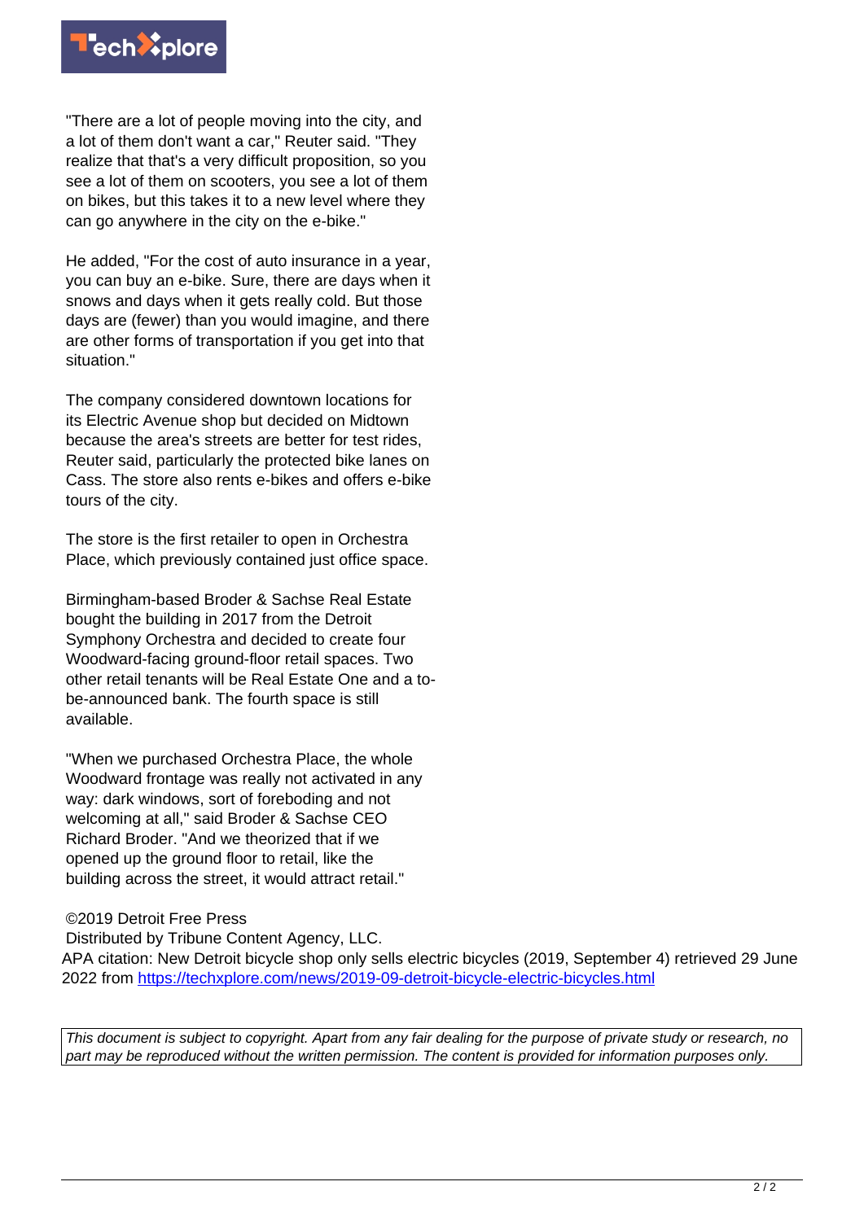"There are a lot of people moving into the city, and a lot of them don't want a car," Reuter said. "They realize that that's a very difficult proposition, so you see a lot of them on scooters, you see a lot of them on bikes, but this takes it to a new level where they can go anywhere in the city on the e-bike."

He added, "For the cost of auto insurance in a year, you can buy an e-bike. Sure, there are days when it snows and days when it gets really cold. But those days are (fewer) than you would imagine, and there are other forms of transportation if you get into that situation."

The company considered downtown locations for its Electric Avenue shop but decided on Midtown because the area's streets are better for test rides, Reuter said, particularly the protected bike lanes on Cass. The store also rents e-bikes and offers e-bike tours of the city.

The store is the first retailer to open in Orchestra Place, which previously contained just office space.

Birmingham-based Broder & Sachse Real Estate bought the building in 2017 from the Detroit Symphony Orchestra and decided to create four Woodward-facing ground-floor retail spaces. Two other retail tenants will be Real Estate One and a to-be-announced bank. The fourth space is still available.

"When we purchased Orchestra Place, the whole Woodward frontage was really not activated in any way: dark windows, sort of foreboding and not welcoming at all," said Broder & Sachse CEO Richard Broder. "And we theorized that if we opened up the ground floor to retail, like the building across the street, it would attract retail."

©2019 Detroit Free Press
Distributed by Tribune Content Agency, LLC.

APA citation: New Detroit bicycle shop only sells electric bicycles (2019, September 4) retrieved 29 June 2022 from https://techxplore.com/news/2019-09-detroit-bicycle-electric-bicycles.html

*This document is subject to copyright. Apart from any fair dealing for the purpose of private study or research, no part may be reproduced without the written permission. The content is provided for information purposes only.*